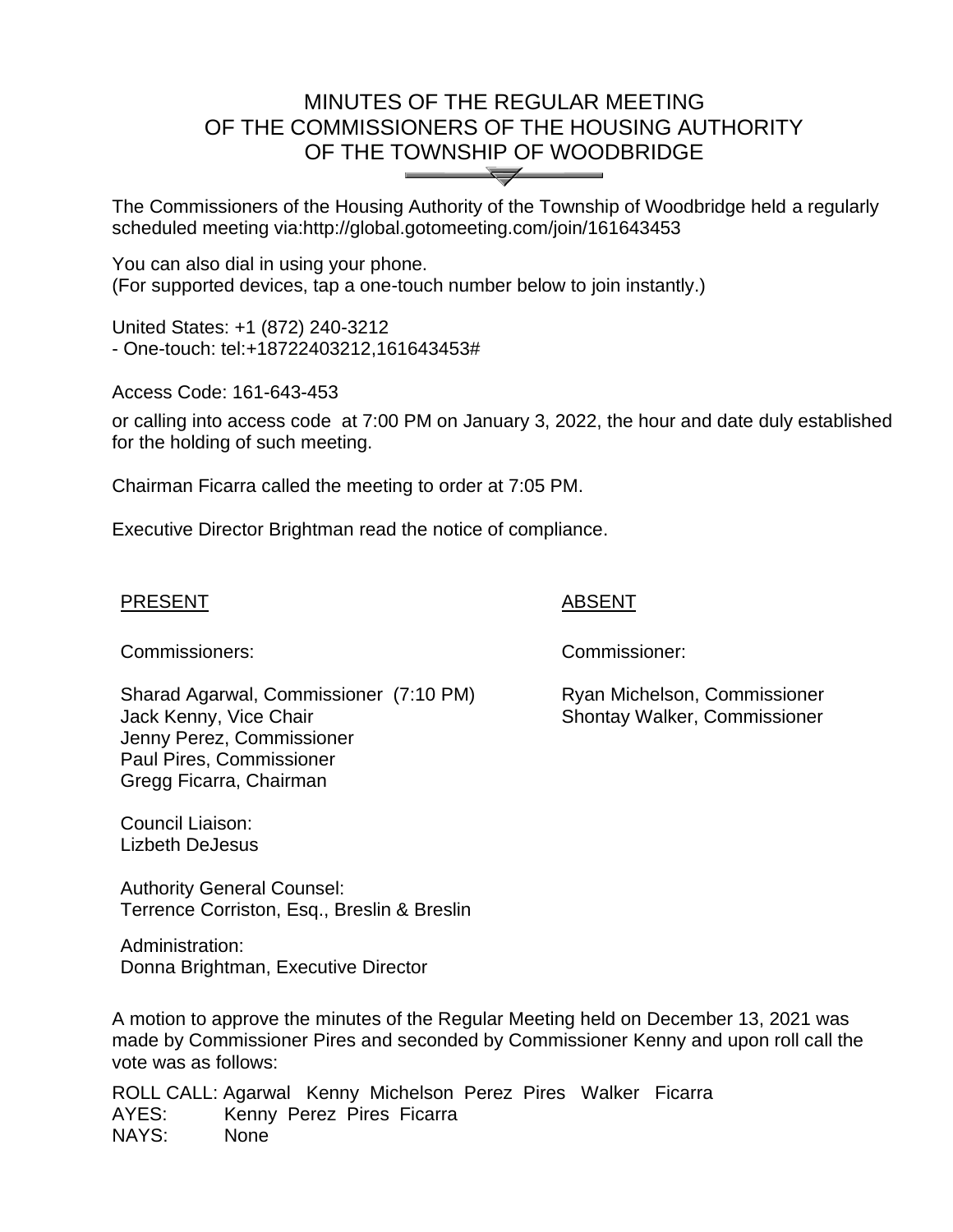# MINUTES OF THE REGULAR MEETING OF THE COMMISSIONERS OF THE HOUSING AUTHORITY OF THE TOWNSHIP OF WOODBRIDGE

The Commissioners of the Housing Authority of the Township of Woodbridge held a regularly scheduled meeting via:http://global.gotomeeting.com/join/161643453

You can also dial in using your phone.
(For supported devices, tap a one-touch number below to join instantly.)

United States: +1 (872) 240-3212
- One-touch: tel:+18722403212,161643453#

Access Code: 161-643-453

or calling into access code at 7:00 PM on January 3, 2022, the hour and date duly established for the holding of such meeting.

Chairman Ficarra called the meeting to order at 7:05 PM.

Executive Director Brightman read the notice of compliance.

<u>PRESENT</u>

Commissioners:

Sharad Agarwal, Commissioner (7:10 PM)
Jack Kenny, Vice Chair
Jenny Perez, Commissioner
Paul Pires, Commissioner
Gregg Ficarra, Chairman

Council Liaison:
Lizbeth DeJesus

Authority General Counsel:
Terrence Corriston, Esq., Breslin & Breslin

Administration:
Donna Brightman, Executive Director

<u>ABSENT</u>

Commissioner:

Ryan Michelson, Commissioner
Shontay Walker, Commissioner

A motion to approve the minutes of the Regular Meeting held on December 13, 2021 was made by Commissioner Pires and seconded by Commissioner Kenny and upon roll call the vote was as follows:

ROLL CALL: Agarwal Kenny Michelson Perez Pires Walker Ficarra
AYES: Kenny Perez Pires Ficarra
NAYS: None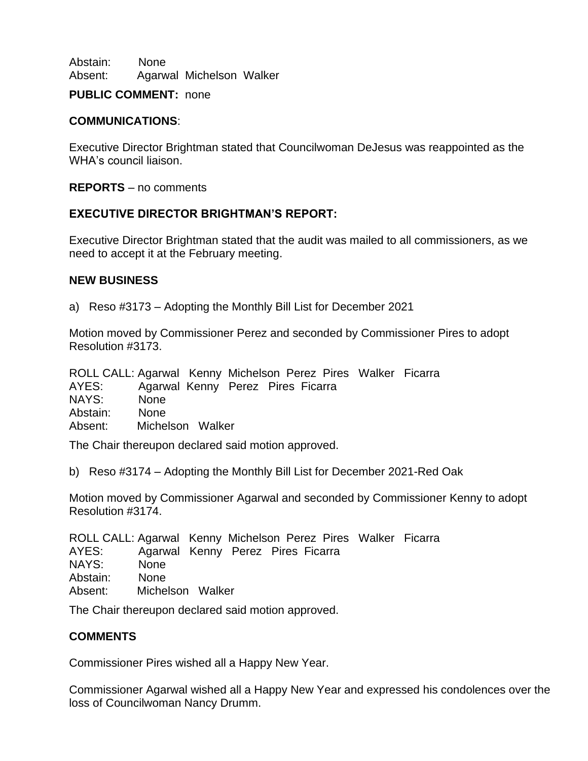Abstain: None
Absent: Agarwal Michelson Walker

**PUBLIC COMMENT:** none

**COMMUNICATIONS**:

Executive Director Brightman stated that Councilwoman DeJesus was reappointed as the WHA's council liaison.

**REPORTS** – no comments

**EXECUTIVE DIRECTOR BRIGHTMAN'S REPORT:**

Executive Director Brightman stated that the audit was mailed to all commissioners, as we need to accept it at the February meeting.

**NEW BUSINESS**

a) Reso #3173 – Adopting the Monthly Bill List for December 2021

Motion moved by Commissioner Perez and seconded by Commissioner Pires to adopt Resolution #3173.

ROLL CALL: Agarwal Kenny Michelson Perez Pires Walker Ficarra
AYES: Agarwal Kenny Perez Pires Ficarra
NAYS: None
Abstain: None
Absent: Michelson Walker

The Chair thereupon declared said motion approved.

b) Reso #3174 – Adopting the Monthly Bill List for December 2021-Red Oak

Motion moved by Commissioner Agarwal and seconded by Commissioner Kenny to adopt Resolution #3174.

ROLL CALL: Agarwal Kenny Michelson Perez Pires Walker Ficarra
AYES: Agarwal Kenny Perez Pires Ficarra
NAYS: None
Abstain: None
Absent: Michelson Walker

The Chair thereupon declared said motion approved.

**COMMENTS**

Commissioner Pires wished all a Happy New Year.

Commissioner Agarwal wished all a Happy New Year and expressed his condolences over the loss of Councilwoman Nancy Drumm.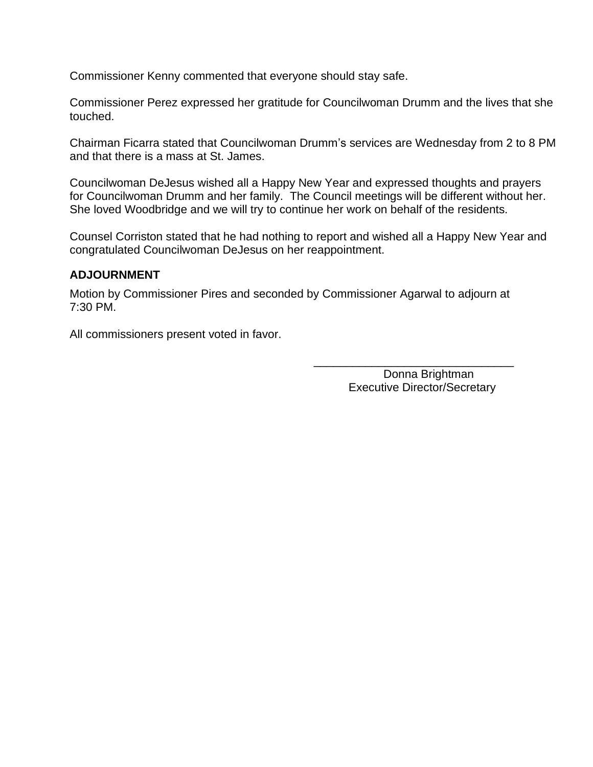Commissioner Kenny commented that everyone should stay safe.

Commissioner Perez expressed her gratitude for Councilwoman Drumm and the lives that she touched.

Chairman Ficarra stated that Councilwoman Drumm's services are Wednesday from 2 to 8 PM and that there is a mass at St. James.

Councilwoman DeJesus wished all a Happy New Year and expressed thoughts and prayers for Councilwoman Drumm and her family. The Council meetings will be different without her. She loved Woodbridge and we will try to continue her work on behalf of the residents.

Counsel Corriston stated that he had nothing to report and wished all a Happy New Year and congratulated Councilwoman DeJesus on her reappointment.

## ADJOURNMENT

Motion by Commissioner Pires and seconded by Commissioner Agarwal to adjourn at 7:30 PM.

All commissioners present voted in favor.

\_\_\_\_\_\_\_\_\_\_\_\_\_\_\_\_\_\_\_\_\_\_\_\_\_\_\_\_\_\_\_\_

Donna Brightman
Executive Director/Secretary